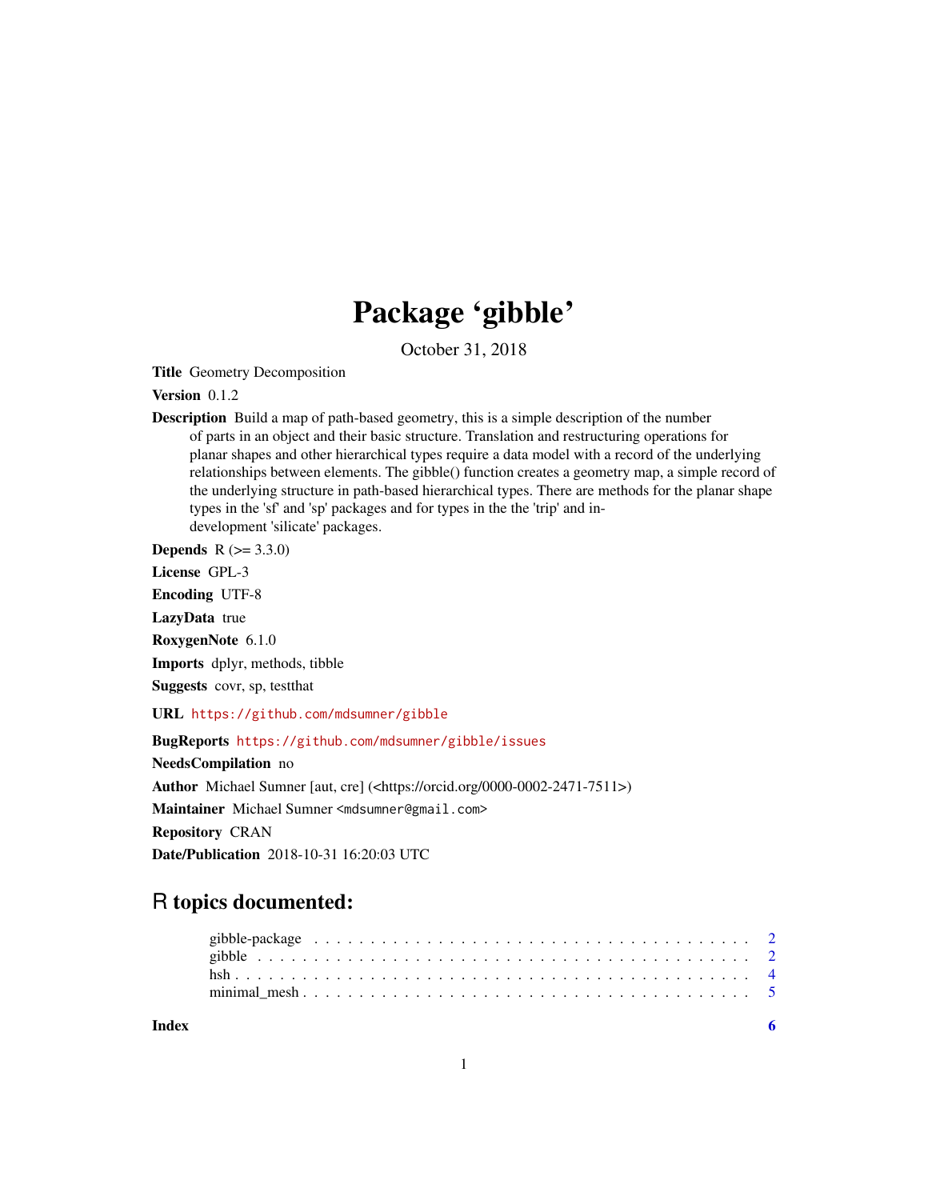# Package 'gibble'

October 31, 2018

**Title** Geometry Decomposition

**Version** 0.1.2

**Description** Build a map of path-based geometry, this is a simple description of the number of parts in an object and their basic structure. Translation and restructuring operations for planar shapes and other hierarchical types require a data model with a record of the underlying relationships between elements. The gibble() function creates a geometry map, a simple record of the underlying structure in path-based hierarchical types. There are methods for the planar shape types in the 'sf' and 'sp' packages and for types in the the 'trip' and in-development 'silicate' packages.

**Depends** R (>= 3.3.0)

**License** GPL-3

**Encoding** UTF-8

**LazyData** true

**RoxygenNote** 6.1.0

**Imports** dplyr, methods, tibble

**Suggests** covr, sp, testthat

**URL** https://github.com/mdsumner/gibble

**BugReports** https://github.com/mdsumner/gibble/issues

**NeedsCompilation** no

**Author** Michael Sumner [aut, cre] (<https://orcid.org/0000-0002-2471-7511>)

**Maintainer** Michael Sumner <mdsumner@gmail.com>

**Repository** CRAN

**Date/Publication** 2018-10-31 16:20:03 UTC

## R topics documented:

- gibble-package . . . . . . . . . . . . . . . . . . . . . . . . . . . . . . . . . . . . . . . 2
- gibble . . . . . . . . . . . . . . . . . . . . . . . . . . . . . . . . . . . . . . . . . . . . 2
- hsh . . . . . . . . . . . . . . . . . . . . . . . . . . . . . . . . . . . . . . . . . . . . . . 4
- minimal_mesh . . . . . . . . . . . . . . . . . . . . . . . . . . . . . . . . . . . . . . . 5

**Index** 6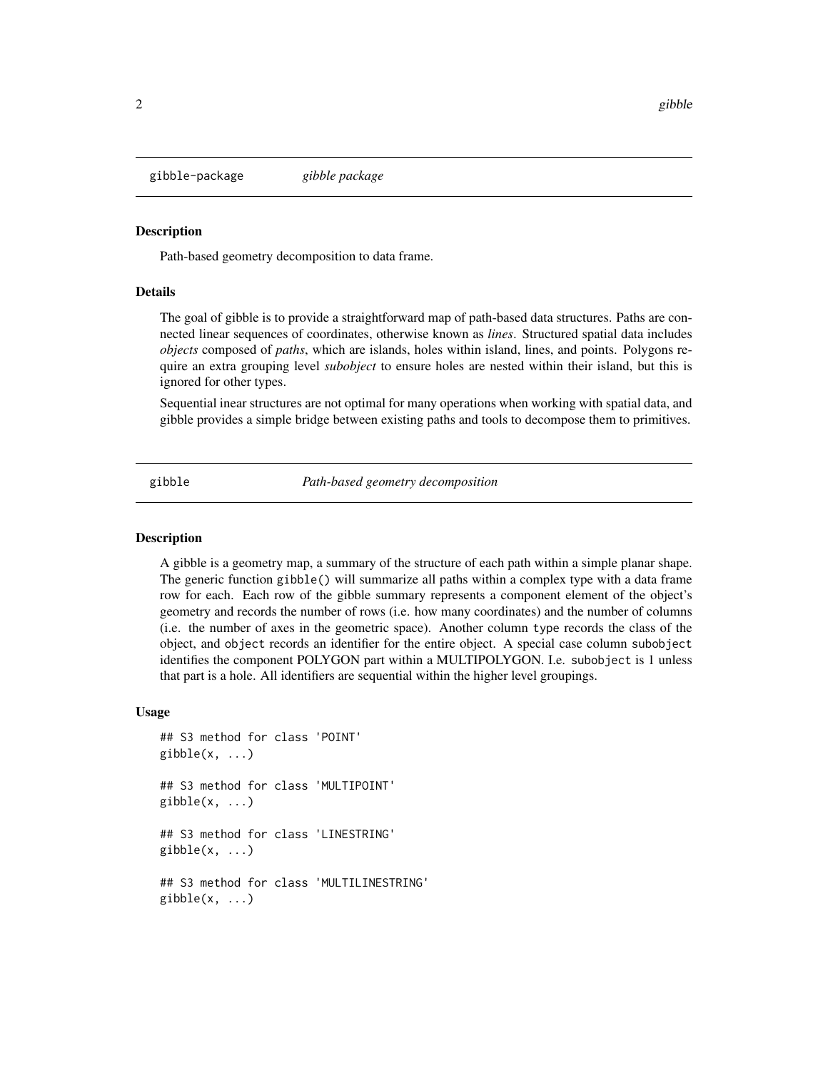## gibble-package *gibble package*

### Description

Path-based geometry decomposition to data frame.

### Details

The goal of gibble is to provide a straightforward map of path-based data structures. Paths are connected linear sequences of coordinates, otherwise known as *lines*. Structured spatial data includes *objects* composed of *paths*, which are islands, holes within island, lines, and points. Polygons require an extra grouping level *subobject* to ensure holes are nested within their island, but this is ignored for other types.

Sequential inear structures are not optimal for many operations when working with spatial data, and gibble provides a simple bridge between existing paths and tools to decompose them to primitives.

## gibble *Path-based geometry decomposition*

### Description

A gibble is a geometry map, a summary of the structure of each path within a simple planar shape. The generic function `gibble()` will summarize all paths within a complex type with a data frame row for each. Each row of the gibble summary represents a component element of the object's geometry and records the number of rows (i.e. how many coordinates) and the number of columns (i.e. the number of axes in the geometric space). Another column `type` records the class of the object, and `object` records an identifier for the entire object. A special case column `subobject` identifies the component POLYGON part within a MULTIPOLYGON. I.e. `subobject` is 1 unless that part is a hole. All identifiers are sequential within the higher level groupings.

### Usage

```
## S3 method for class 'POINT'
gibble(x, ...)

## S3 method for class 'MULTIPOINT'
gibble(x, ...)

## S3 method for class 'LINESTRING'
gibble(x, ...)

## S3 method for class 'MULTILINESTRING'
gibble(x, ...)
```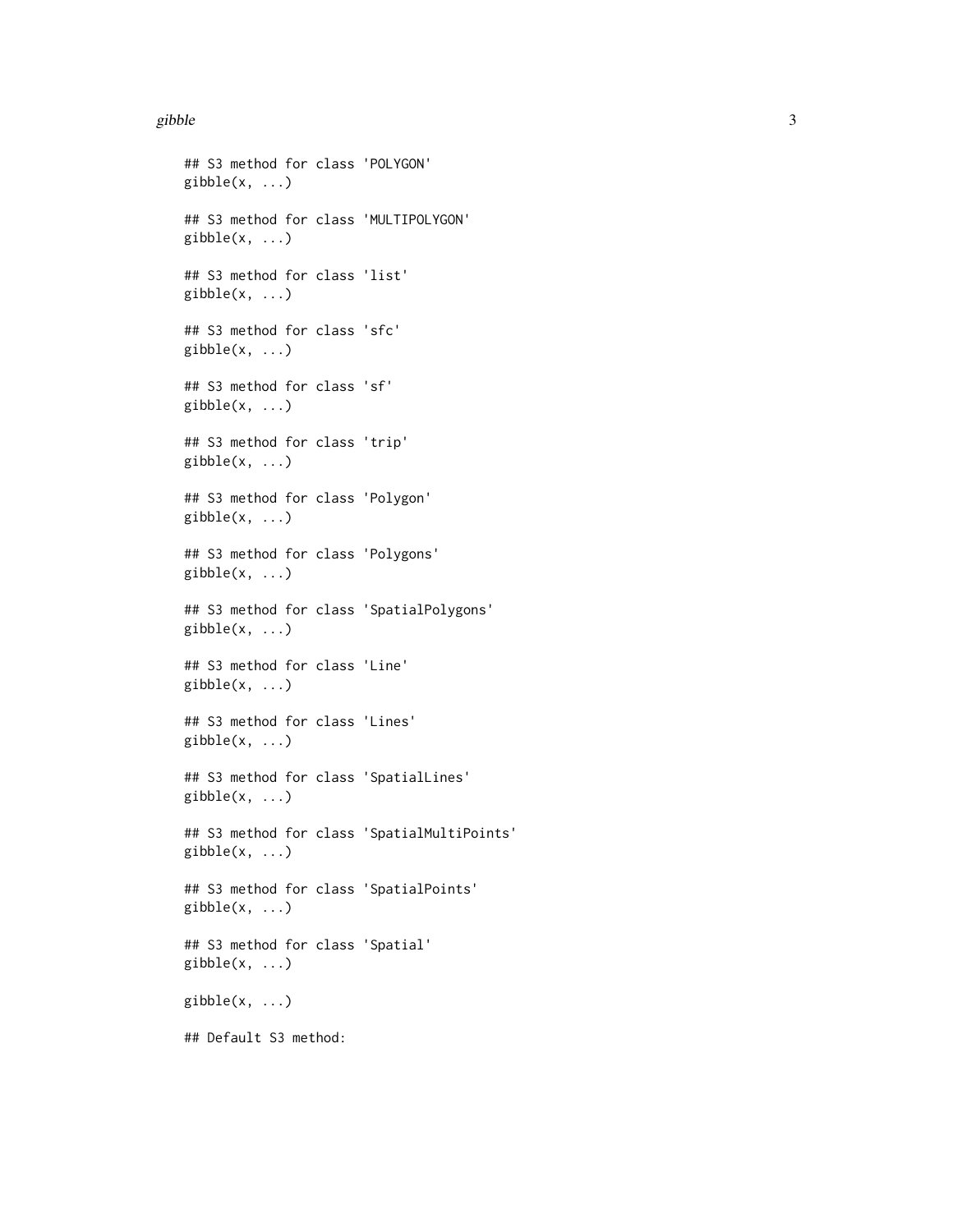```
## S3 method for class 'POLYGON'
gibble(x, ...)

## S3 method for class 'MULTIPOLYGON'
gibble(x, ...)

## S3 method for class 'list'
gibble(x, ...)

## S3 method for class 'sfc'
gibble(x, ...)

## S3 method for class 'sf'
gibble(x, ...)

## S3 method for class 'trip'
gibble(x, ...)

## S3 method for class 'Polygon'
gibble(x, ...)

## S3 method for class 'Polygons'
gibble(x, ...)

## S3 method for class 'SpatialPolygons'
gibble(x, ...)

## S3 method for class 'Line'
gibble(x, ...)

## S3 method for class 'Lines'
gibble(x, ...)

## S3 method for class 'SpatialLines'
gibble(x, ...)

## S3 method for class 'SpatialMultiPoints'
gibble(x, ...)

## S3 method for class 'SpatialPoints'
gibble(x, ...)

## S3 method for class 'Spatial'
gibble(x, ...)

gibble(x, ...)

## Default S3 method:
```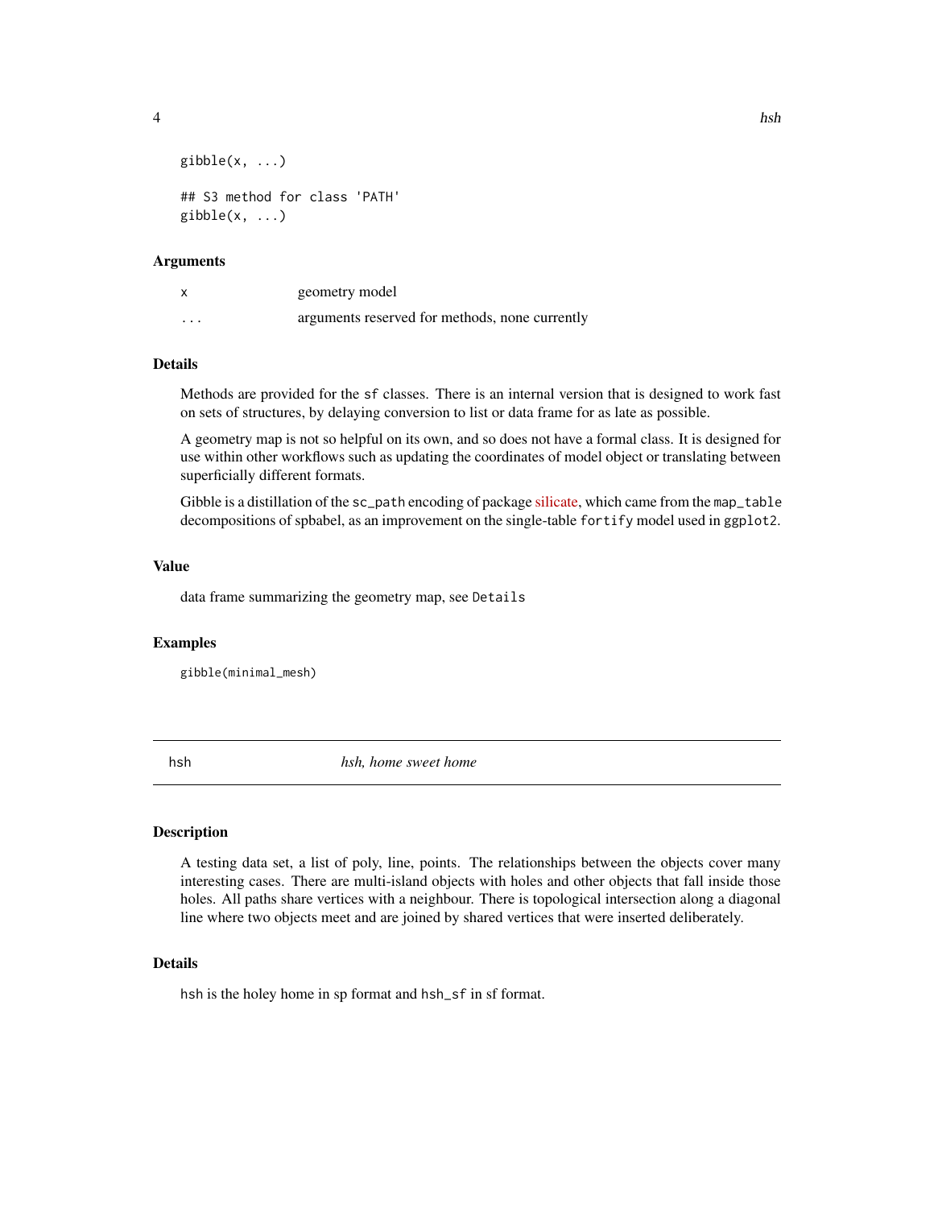```
gibble(x, ...)

## S3 method for class 'PATH'
gibble(x, ...)
```

### Arguments

| | |
|---|---|
| x | geometry model |
| ... | arguments reserved for methods, none currently |

### Details

Methods are provided for the `sf` classes. There is an internal version that is designed to work fast on sets of structures, by delaying conversion to list or data frame for as late as possible.

A geometry map is not so helpful on its own, and so does not have a formal class. It is designed for use within other workflows such as updating the coordinates of model object or translating between superficially different formats.

Gibble is a distillation of the `sc_path` encoding of package silicate, which came from the `map_table` decompositions of spbabel, as an improvement on the single-table `fortify` model used in `ggplot2`.

### Value

data frame summarizing the geometry map, see `Details`

### Examples

```
gibble(minimal_mesh)
```

---

## hsh — *hsh, home sweet home*

### Description

A testing data set, a list of poly, line, points. The relationships between the objects cover many interesting cases. There are multi-island objects with holes and other objects that fall inside those holes. All paths share vertices with a neighbour. There is topological intersection along a diagonal line where two objects meet and are joined by shared vertices that were inserted deliberately.

### Details

`hsh` is the holey home in sp format and `hsh_sf` in sf format.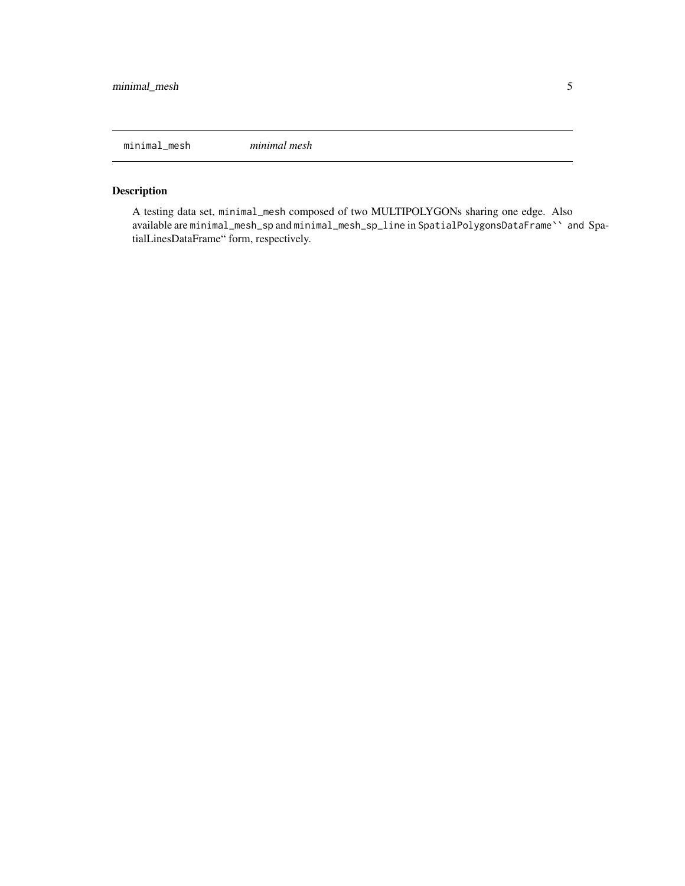minimal_mesh *minimal mesh*

## Description

A testing data set, `minimal_mesh` composed of two MULTIPOLYGONs sharing one edge. Also available are `minimal_mesh_sp` and `minimal_mesh_sp_line` in `SpatialPolygonsDataFrame`` and` SpatialLinesDataFrame" form, respectively.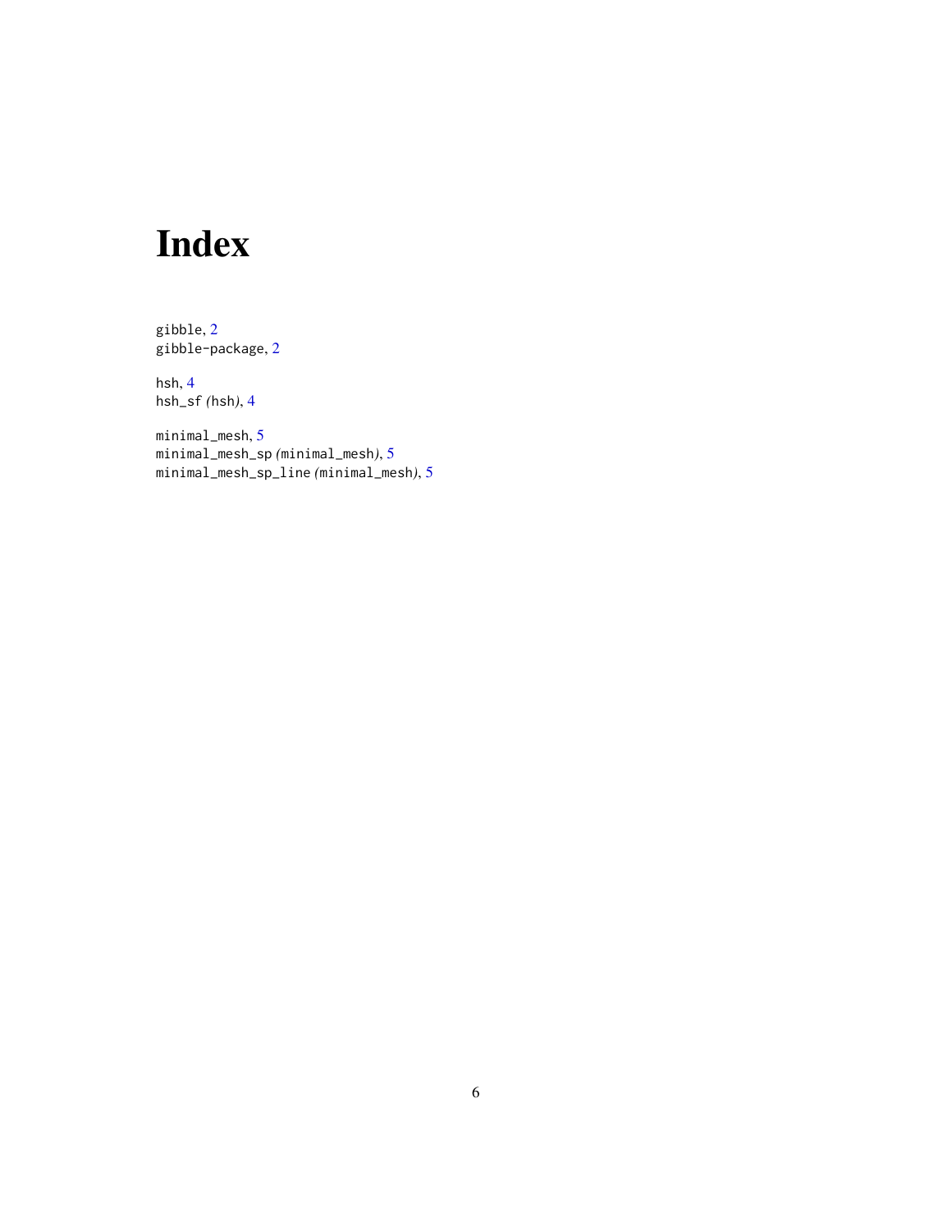# Index

gibble, 2
gibble-package, 2

hsh, 4
hsh_sf *(hsh)*, 4

minimal_mesh, 5
minimal_mesh_sp *(minimal_mesh)*, 5
minimal_mesh_sp_line *(minimal_mesh)*, 5